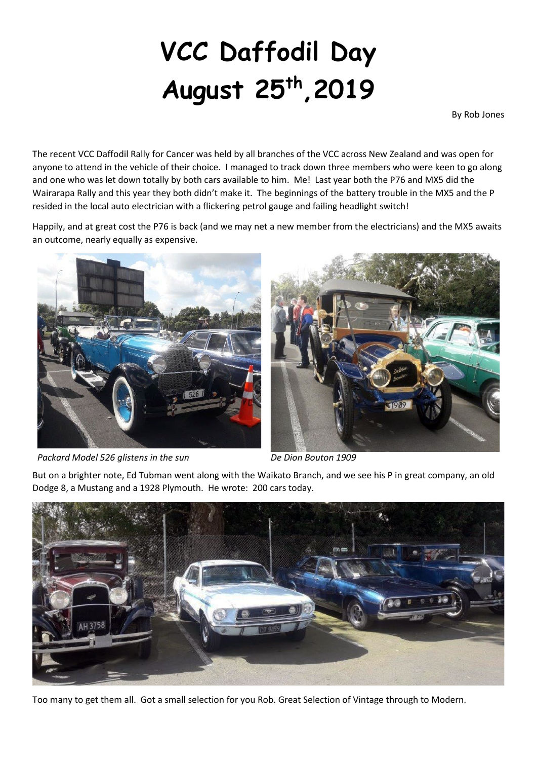# VCC Daffodil Day August 25th, 2019

By Rob Jones

The recent VCC Daffodil Rally for Cancer was held by all branches of the VCC across New Zealand and was open for anyone to attend in the vehicle of their choice. I managed to track down three members who were keen to go along and one who was let down totally by both cars available to him. Me! Last year both the P76 and MX5 did the Wairarapa Rally and this year they both didn't make it. The beginnings of the battery trouble in the MX5 and the P resided in the local auto electrician with a flickering petrol gauge and failing headlight switch!

Happily, and at great cost the P76 is back (and we may net a new member from the electricians) and the MX5 awaits an outcome, nearly equally as expensive.

*Packard Model 526 glistens in the sun*

*De Dion Bouton 1909*

But on a brighter note, Ed Tubman went along with the Waikato Branch, and we see his P in great company, an old Dodge 8, a Mustang and a 1928 Plymouth. He wrote: 200 cars today.

Too many to get them all. Got a small selection for you Rob. Great Selection of Vintage through to Modern.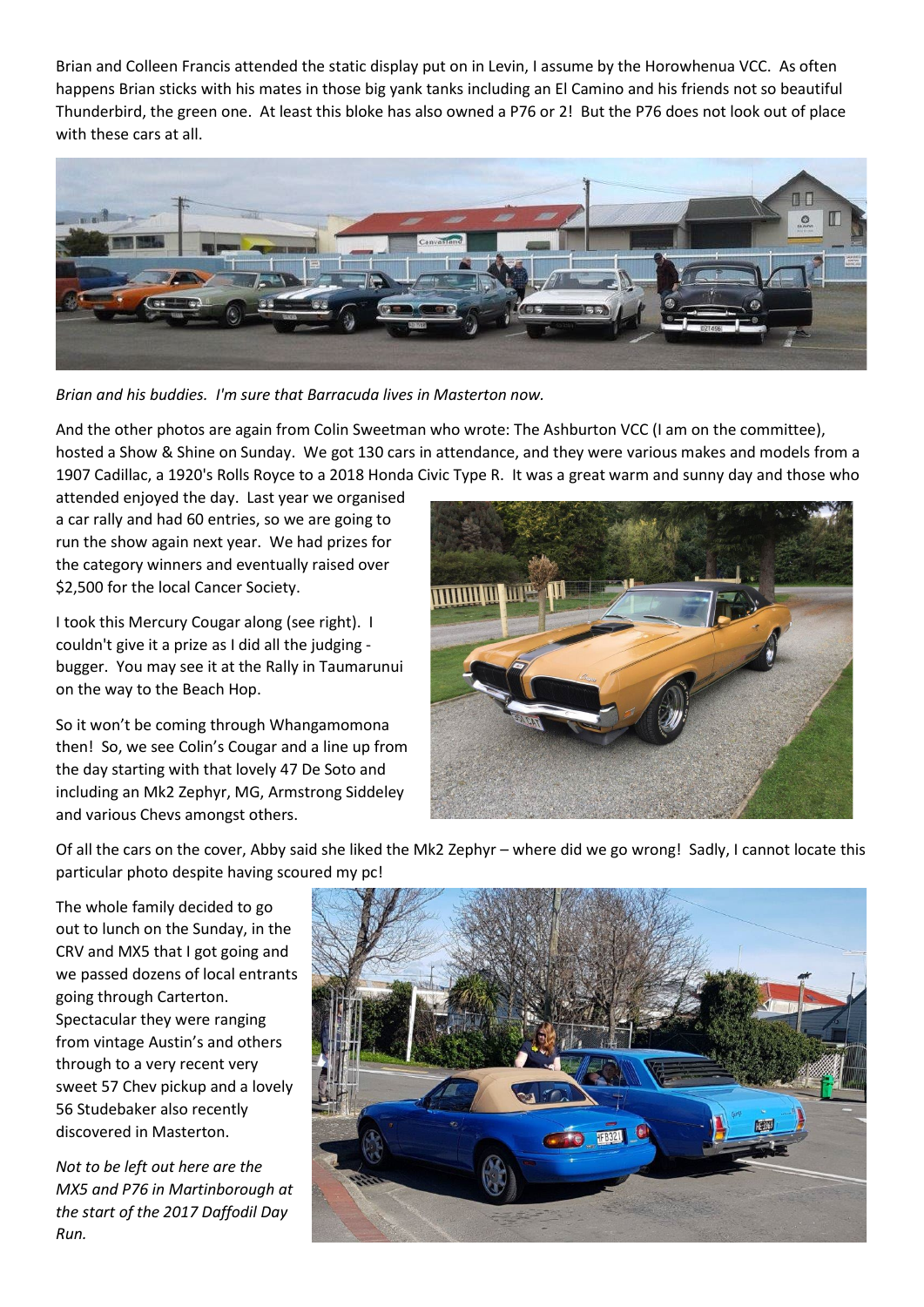Brian and Colleen Francis attended the static display put on in Levin, I assume by the Horowhenua VCC. As often happens Brian sticks with his mates in those big yank tanks including an El Camino and his friends not so beautiful Thunderbird, the green one. At least this bloke has also owned a P76 or 2! But the P76 does not look out of place with these cars at all.

*Brian and his buddies. I'm sure that Barracuda lives in Masterton now.*

And the other photos are again from Colin Sweetman who wrote: The Ashburton VCC (I am on the committee), hosted a Show & Shine on Sunday. We got 130 cars in attendance, and they were various makes and models from a 1907 Cadillac, a 1920's Rolls Royce to a 2018 Honda Civic Type R. It was a great warm and sunny day and those who attended enjoyed the day. Last year we organised a car rally and had 60 entries, so we are going to run the show again next year. We had prizes for the category winners and eventually raised over $2,500 for the local Cancer Society.

I took this Mercury Cougar along (see right). I couldn't give it a prize as I did all the judging - bugger. You may see it at the Rally in Taumarunui on the way to the Beach Hop.

So it won't be coming through Whangamomona then! So, we see Colin's Cougar and a line up from the day starting with that lovely 47 De Soto and including an Mk2 Zephyr, MG, Armstrong Siddeley and various Chevs amongst others.

Of all the cars on the cover, Abby said she liked the Mk2 Zephyr – where did we go wrong! Sadly, I cannot locate this particular photo despite having scoured my pc!

The whole family decided to go out to lunch on the Sunday, in the CRV and MX5 that I got going and we passed dozens of local entrants going through Carterton. Spectacular they were ranging from vintage Austin's and others through to a very recent very sweet 57 Chev pickup and a lovely 56 Studebaker also recently discovered in Masterton.

*Not to be left out here are the MX5 and P76 in Martinborough at the start of the 2017 Daffodil Day Run.*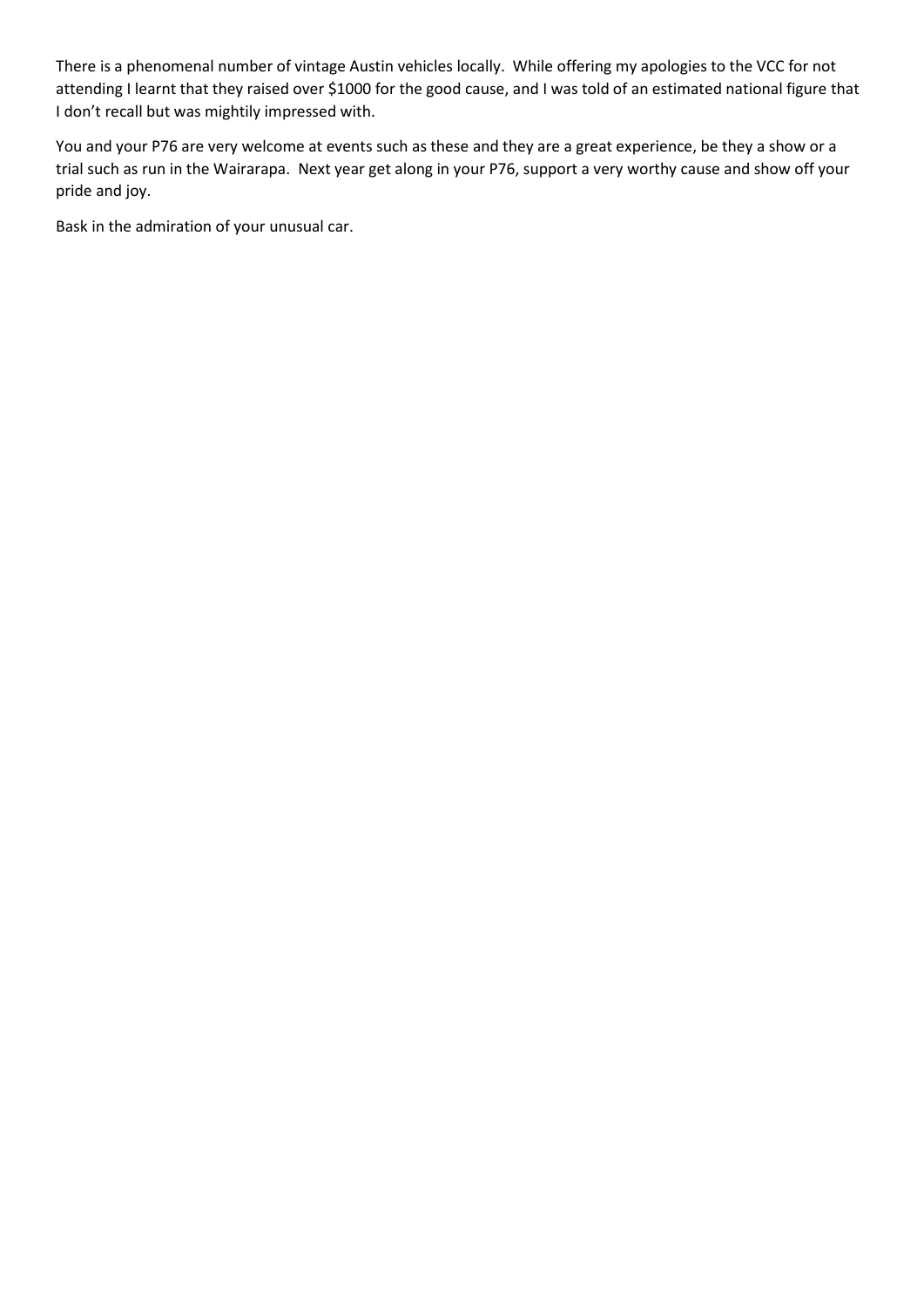There is a phenomenal number of vintage Austin vehicles locally. While offering my apologies to the VCC for not attending I learnt that they raised over $1000 for the good cause, and I was told of an estimated national figure that I don't recall but was mightily impressed with.

You and your P76 are very welcome at events such as these and they are a great experience, be they a show or a trial such as run in the Wairarapa. Next year get along in your P76, support a very worthy cause and show off your pride and joy.

Bask in the admiration of your unusual car.